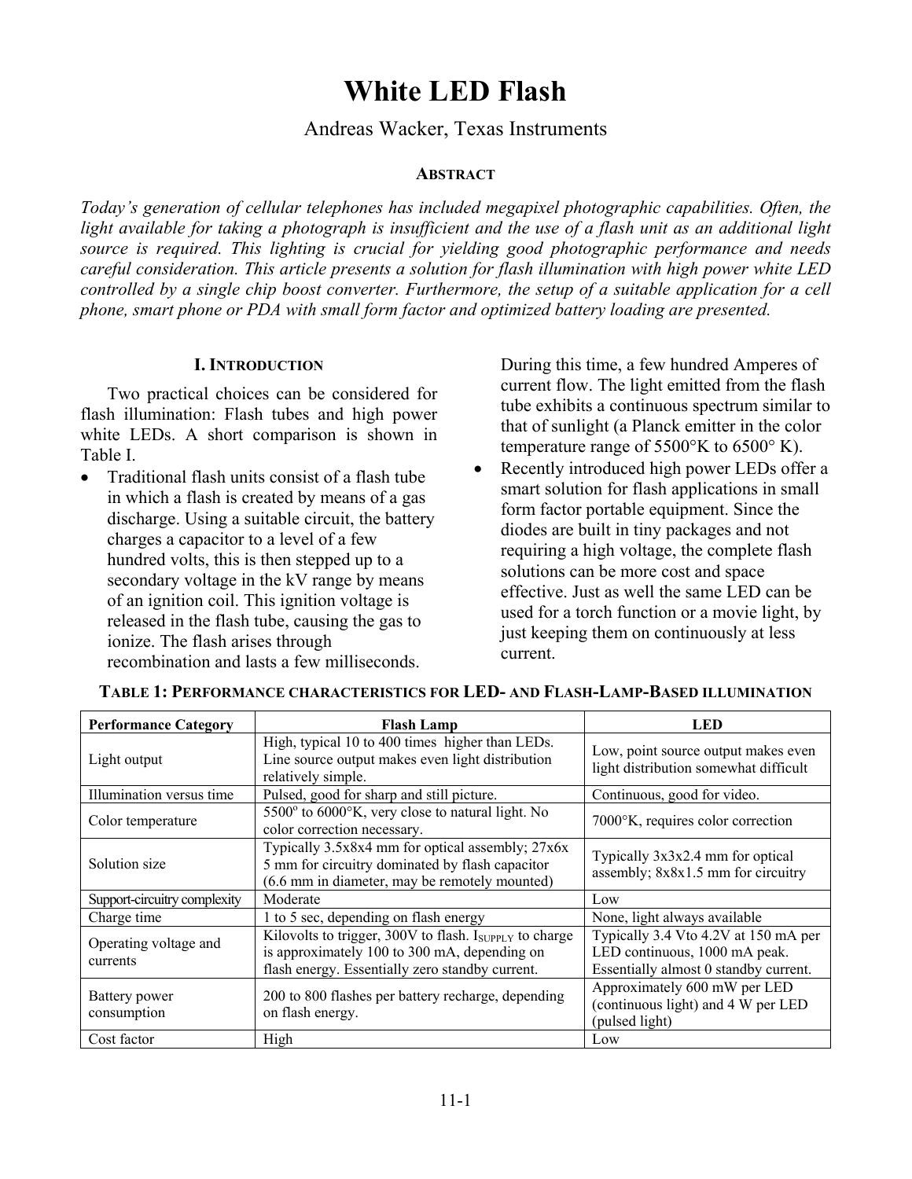# White LED Flash

Andreas Wacker, Texas Instruments

## Abstract

*Today's generation of cellular telephones has included megapixel photographic capabilities. Often, the light available for taking a photograph is insufficient and the use of a flash unit as an additional light source is required. This lighting is crucial for yielding good photographic performance and needs careful consideration. This article presents a solution for flash illumination with high power white LED controlled by a single chip boost converter. Furthermore, the setup of a suitable application for a cell phone, smart phone or PDA with small form factor and optimized battery loading are presented.*

## I. Introduction

Two practical choices can be considered for flash illumination: Flash tubes and high power white LEDs. A short comparison is shown in Table I.

- Traditional flash units consist of a flash tube in which a flash is created by means of a gas discharge. Using a suitable circuit, the battery charges a capacitor to a level of a few hundred volts, this is then stepped up to a secondary voltage in the kV range by means of an ignition coil. This ignition voltage is released in the flash tube, causing the gas to ionize. The flash arises through recombination and lasts a few milliseconds. During this time, a few hundred Amperes of current flow. The light emitted from the flash tube exhibits a continuous spectrum similar to that of sunlight (a Planck emitter in the color temperature range of 5500°K to 6500° K).
- Recently introduced high power LEDs offer a smart solution for flash applications in small form factor portable equipment. Since the diodes are built in tiny packages and not requiring a high voltage, the complete flash solutions can be more cost and space effective. Just as well the same LED can be used for a torch function or a movie light, by just keeping them on continuously at less current.

**Table 1: Performance characteristics for LED- and Flash-Lamp-Based illumination**

| Performance Category | Flash Lamp | LED |
|---|---|---|
| Light output | High, typical 10 to 400 times higher than LEDs. Line source output makes even light distribution relatively simple. | Low, point source output makes even light distribution somewhat difficult |
| Illumination versus time | Pulsed, good for sharp and still picture. | Continuous, good for video. |
| Color temperature | 5500° to 6000°K, very close to natural light. No color correction necessary. | 7000°K, requires color correction |
| Solution size | Typically 3.5x8x4 mm for optical assembly; 27x6x 5 mm for circuitry dominated by flash capacitor (6.6 mm in diameter, may be remotely mounted) | Typically 3x3x2.4 mm for optical assembly; 8x8x1.5 mm for circuitry |
| Support-circuitry complexity | Moderate | Low |
| Charge time | 1 to 5 sec, depending on flash energy | None, light always available |
| Operating voltage and currents | Kilovolts to trigger, 300V to flash. $I_{SUPPLY}$ to charge is approximately 100 to 300 mA, depending on flash energy. Essentially zero standby current. | Typically 3.4 Vto 4.2V at 150 mA per LED continuous, 1000 mA peak. Essentially almost 0 standby current. |
| Battery power consumption | 200 to 800 flashes per battery recharge, depending on flash energy. | Approximately 600 mW per LED (continuous light) and 4 W per LED (pulsed light) |
| Cost factor | High | Low |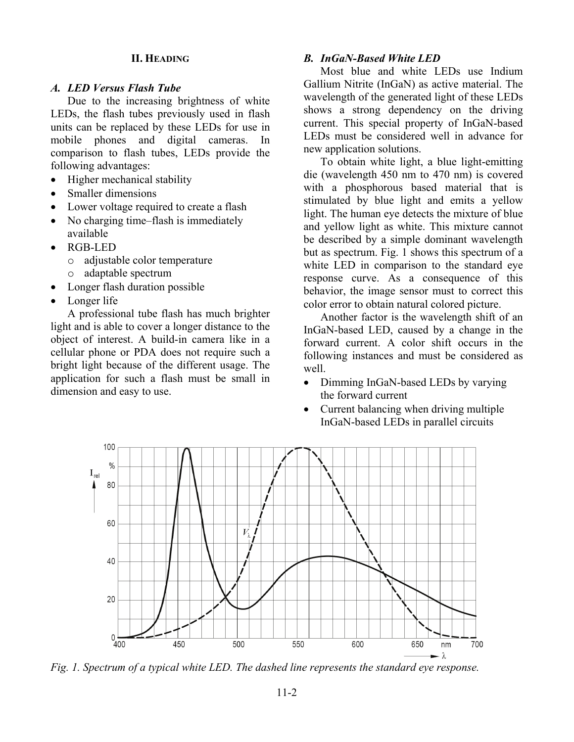## II. Heading

### *A. LED Versus Flash Tube*

Due to the increasing brightness of white LEDs, the flash tubes previously used in flash units can be replaced by these LEDs for use in mobile phones and digital cameras. In comparison to flash tubes, LEDs provide the following advantages:

- Higher mechanical stability
- Smaller dimensions
- Lower voltage required to create a flash
- No charging time–flash is immediately available
- RGB-LED
  - adjustable color temperature
  - adaptable spectrum
- Longer flash duration possible
- Longer life

A professional tube flash has much brighter light and is able to cover a longer distance to the object of interest. A build-in camera like in a cellular phone or PDA does not require such a bright light because of the different usage. The application for such a flash must be small in dimension and easy to use.

### *B. InGaN-Based White LED*

Most blue and white LEDs use Indium Gallium Nitrite (InGaN) as active material. The wavelength of the generated light of these LEDs shows a strong dependency on the driving current. This special property of InGaN-based LEDs must be considered well in advance for new application solutions.

To obtain white light, a blue light-emitting die (wavelength 450 nm to 470 nm) is covered with a phosphorous based material that is stimulated by blue light and emits a yellow light. The human eye detects the mixture of blue and yellow light as white. This mixture cannot be described by a simple dominant wavelength but as spectrum. Fig. 1 shows this spectrum of a white LED in comparison to the standard eye response curve. As a consequence of this behavior, the image sensor must to correct this color error to obtain natural colored picture.

Another factor is the wavelength shift of an InGaN-based LED, caused by a change in the forward current. A color shift occurs in the following instances and must be considered as well.

- Dimming InGaN-based LEDs by varying the forward current
- Current balancing when driving multiple InGaN-based LEDs in parallel circuits

*Fig. 1. Spectrum of a typical white LED. The dashed line represents the standard eye response.*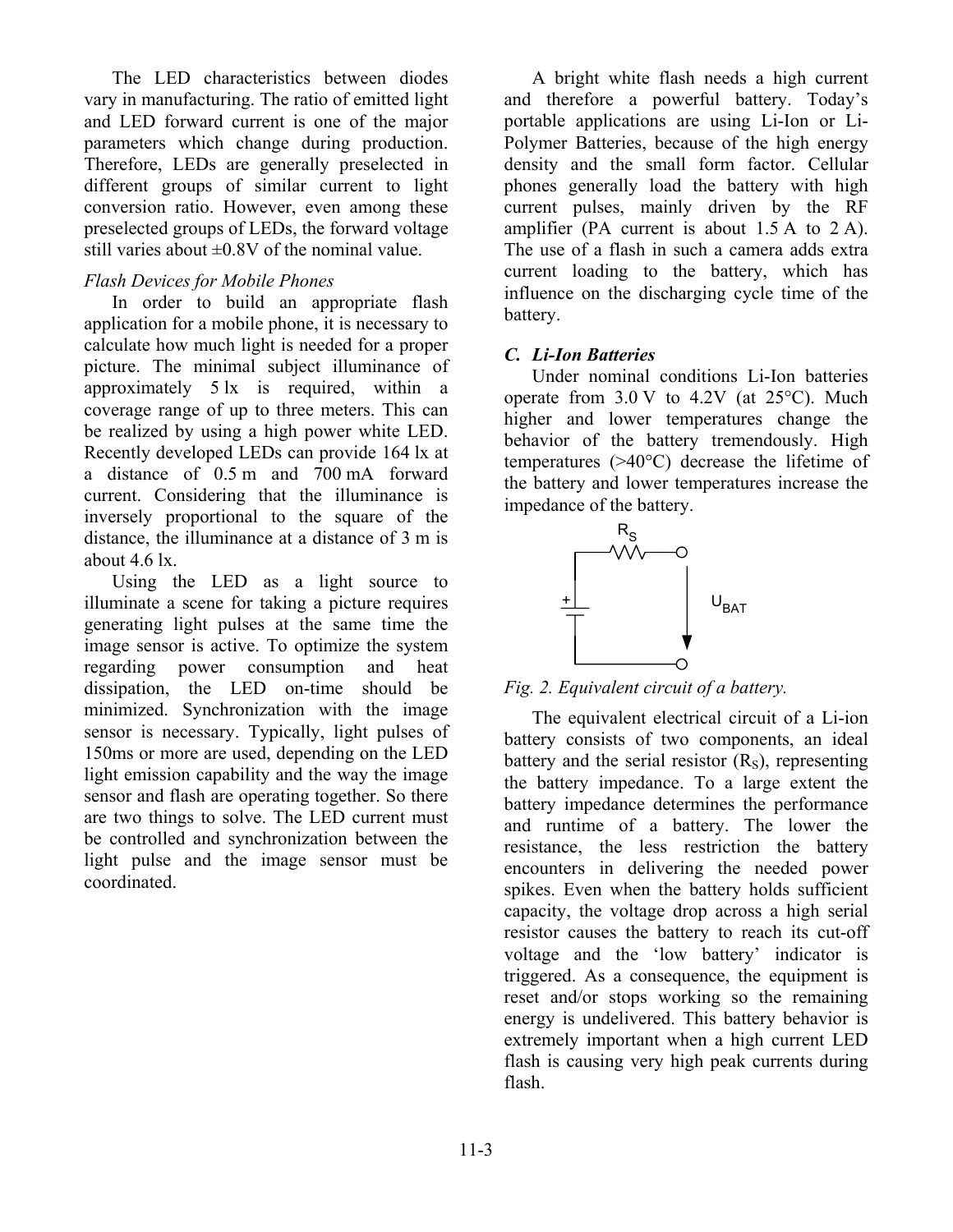The LED characteristics between diodes vary in manufacturing. The ratio of emitted light and LED forward current is one of the major parameters which change during production. Therefore, LEDs are generally preselected in different groups of similar current to light conversion ratio. However, even among these preselected groups of LEDs, the forward voltage still varies about ±0.8V of the nominal value.

*Flash Devices for Mobile Phones*

In order to build an appropriate flash application for a mobile phone, it is necessary to calculate how much light is needed for a proper picture. The minimal subject illuminance of approximately 5 lx is required, within a coverage range of up to three meters. This can be realized by using a high power white LED. Recently developed LEDs can provide 164 lx at a distance of 0.5 m and 700 mA forward current. Considering that the illuminance is inversely proportional to the square of the distance, the illuminance at a distance of 3 m is about 4.6 lx.

Using the LED as a light source to illuminate a scene for taking a picture requires generating light pulses at the same time the image sensor is active. To optimize the system regarding power consumption and heat dissipation, the LED on-time should be minimized. Synchronization with the image sensor is necessary. Typically, light pulses of 150ms or more are used, depending on the LED light emission capability and the way the image sensor and flash are operating together. So there are two things to solve. The LED current must be controlled and synchronization between the light pulse and the image sensor must be coordinated.

A bright white flash needs a high current and therefore a powerful battery. Today's portable applications are using Li-Ion or Li-Polymer Batteries, because of the high energy density and the small form factor. Cellular phones generally load the battery with high current pulses, mainly driven by the RF amplifier (PA current is about 1.5 A to 2 A). The use of a flash in such a camera adds extra current loading to the battery, which has influence on the discharging cycle time of the battery.

### *C. Li-Ion Batteries*

Under nominal conditions Li-Ion batteries operate from 3.0 V to 4.2V (at 25°C). Much higher and lower temperatures change the behavior of the battery tremendously. High temperatures (>40°C) decrease the lifetime of the battery and lower temperatures increase the impedance of the battery.

$R_S$ $U_{BAT}$

*Fig. 2. Equivalent circuit of a battery.*

The equivalent electrical circuit of a Li-ion battery consists of two components, an ideal battery and the serial resistor ($R_S$), representing the battery impedance. To a large extent the battery impedance determines the performance and runtime of a battery. The lower the resistance, the less restriction the battery encounters in delivering the needed power spikes. Even when the battery holds sufficient capacity, the voltage drop across a high serial resistor causes the battery to reach its cut-off voltage and the 'low battery' indicator is triggered. As a consequence, the equipment is reset and/or stops working so the remaining energy is undelivered. This battery behavior is extremely important when a high current LED flash is causing very high peak currents during flash.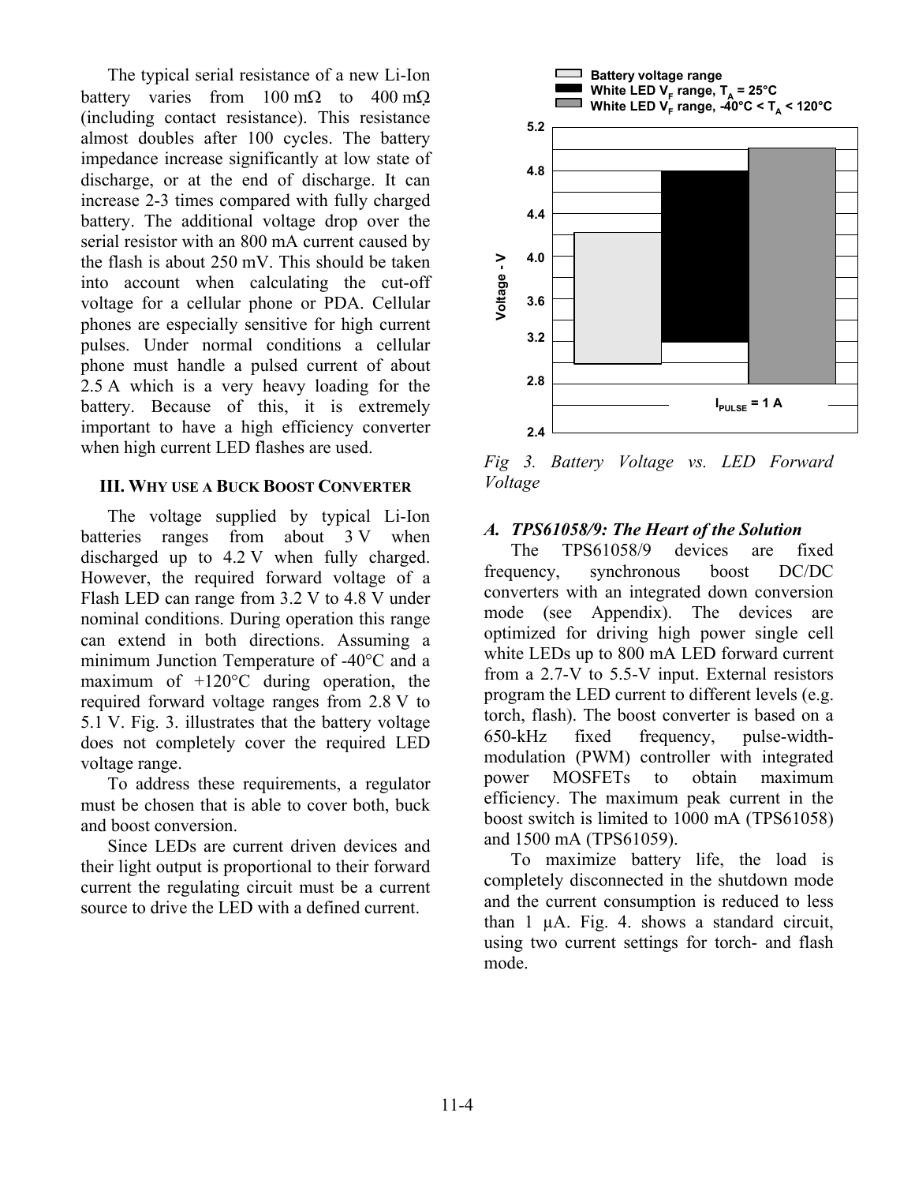The typical serial resistance of a new Li-Ion battery varies from 100 mΩ to 400 mΩ (including contact resistance). This resistance almost doubles after 100 cycles. The battery impedance increase significantly at low state of discharge, or at the end of discharge. It can increase 2-3 times compared with fully charged battery. The additional voltage drop over the serial resistor with an 800 mA current caused by the flash is about 250 mV. This should be taken into account when calculating the cut-off voltage for a cellular phone or PDA. Cellular phones are especially sensitive for high current pulses. Under normal conditions a cellular phone must handle a pulsed current of about 2.5 A which is a very heavy loading for the battery. Because of this, it is extremely important to have a high efficiency converter when high current LED flashes are used.

## III. Why use a Buck Boost Converter

The voltage supplied by typical Li-Ion batteries ranges from about 3 V when discharged up to 4.2 V when fully charged. However, the required forward voltage of a Flash LED can range from 3.2 V to 4.8 V under nominal conditions. During operation this range can extend in both directions. Assuming a minimum Junction Temperature of -40°C and a maximum of +120°C during operation, the required forward voltage ranges from 2.8 V to 5.1 V. Fig. 3. illustrates that the battery voltage does not completely cover the required LED voltage range.

To address these requirements, a regulator must be chosen that is able to cover both, buck and boost conversion.

Since LEDs are current driven devices and their light output is proportional to their forward current the regulating circuit must be a current source to drive the LED with a defined current.

*Fig 3. Battery Voltage vs. LED Forward Voltage*

### A. *TPS61058/9: The Heart of the Solution*

The TPS61058/9 devices are fixed frequency, synchronous boost DC/DC converters with an integrated down conversion mode (see Appendix). The devices are optimized for driving high power single cell white LEDs up to 800 mA LED forward current from a 2.7-V to 5.5-V input. External resistors program the LED current to different levels (e.g. torch, flash). The boost converter is based on a 650-kHz fixed frequency, pulse-width-modulation (PWM) controller with integrated power MOSFETs to obtain maximum efficiency. The maximum peak current in the boost switch is limited to 1000 mA (TPS61058) and 1500 mA (TPS61059).

To maximize battery life, the load is completely disconnected in the shutdown mode and the current consumption is reduced to less than 1 µA. Fig. 4. shows a standard circuit, using two current settings for torch- and flash mode.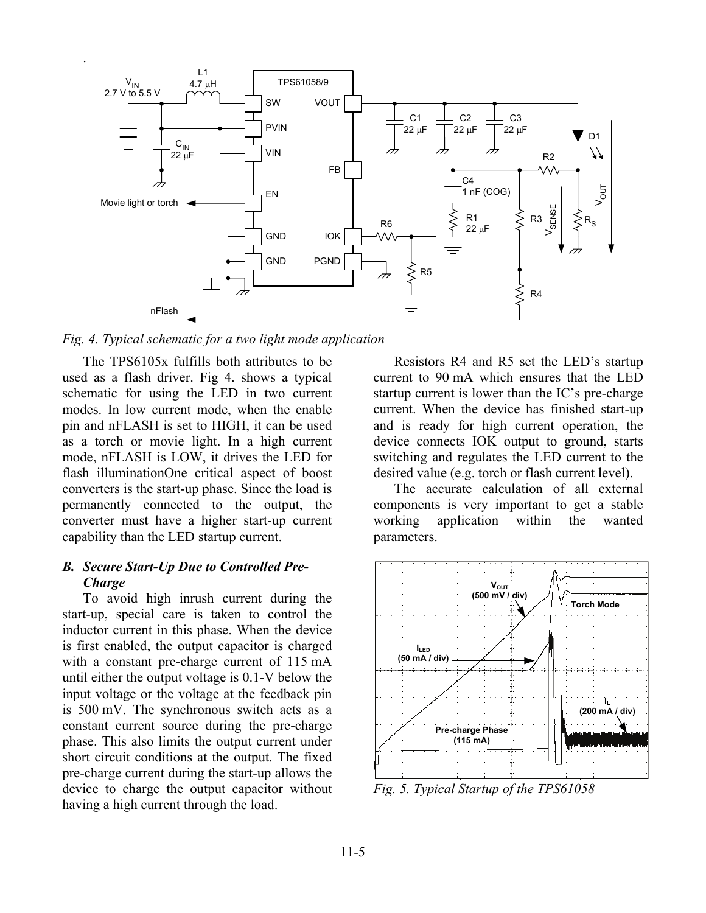*Fig. 4. Typical schematic for a two light mode application*

The TPS6105x fulfills both attributes to be used as a flash driver. Fig 4. shows a typical schematic for using the LED in two current modes. In low current mode, when the enable pin and nFLASH is set to HIGH, it can be used as a torch or movie light. In a high current mode, nFLASH is LOW, it drives the LED for flash illuminationOne critical aspect of boost converters is the start-up phase. Since the load is permanently connected to the output, the converter must have a higher start-up current capability than the LED startup current.

### *B. Secure Start-Up Due to Controlled Pre-Charge*

To avoid high inrush current during the start-up, special care is taken to control the inductor current in this phase. When the device is first enabled, the output capacitor is charged with a constant pre-charge current of 115 mA until either the output voltage is 0.1-V below the input voltage or the voltage at the feedback pin is 500 mV. The synchronous switch acts as a constant current source during the pre-charge phase. This also limits the output current under short circuit conditions at the output. The fixed pre-charge current during the start-up allows the device to charge the output capacitor without having a high current through the load.

Resistors R4 and R5 set the LED's startup current to 90 mA which ensures that the LED startup current is lower than the IC's pre-charge current. When the device has finished start-up and is ready for high current operation, the device connects IOK output to ground, starts switching and regulates the LED current to the desired value (e.g. torch or flash current level).

The accurate calculation of all external components is very important to get a stable working application within the wanted parameters.

*Fig. 5. Typical Startup of the TPS61058*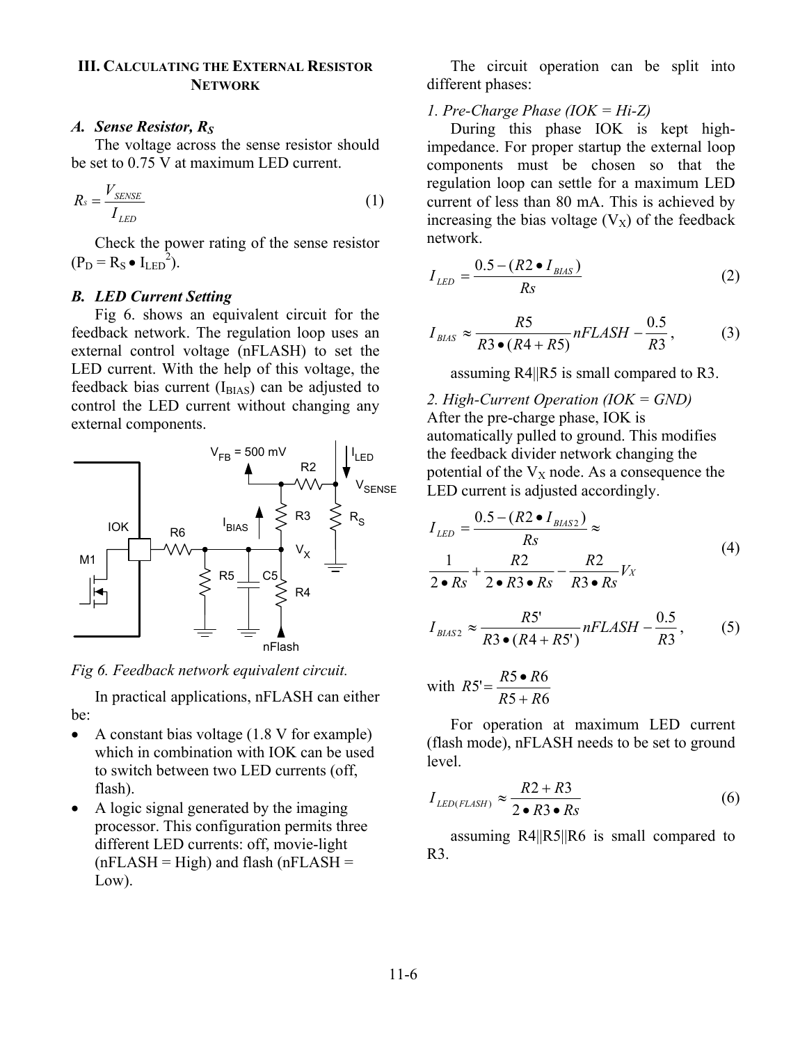### III. Calculating the External Resistor Network

#### A. Sense Resistor, $R_S$

The voltage across the sense resistor should be set to 0.75 V at maximum LED current.

$$R_s = \frac{V_{SENSE}}{I_{LED}} \tag{1}$$

Check the power rating of the sense resistor ($P_D = R_S \bullet I_{LED}^2$).

#### B. LED Current Setting

Fig 6. shows an equivalent circuit for the feedback network. The regulation loop uses an external control voltage (nFLASH) to set the LED current. With the help of this voltage, the feedback bias current ($I_{BIAS}$) can be adjusted to control the LED current without changing any external components.

Fig 6. Feedback network equivalent circuit.

In practical applications, nFLASH can either be:

- A constant bias voltage (1.8 V for example) which in combination with IOK can be used to switch between two LED currents (off, flash).
- A logic signal generated by the imaging processor. This configuration permits three different LED currents: off, movie-light (nFLASH = High) and flash (nFLASH = Low).

The circuit operation can be split into different phases:

*1. Pre-Charge Phase (IOK = Hi-Z)*

During this phase IOK is kept high-impedance. For proper startup the external loop components must be chosen so that the regulation loop can settle for a maximum LED current of less than 80 mA. This is achieved by increasing the bias voltage ($V_X$) of the feedback network.

$$I_{LED} = \frac{0.5 - (R2 \bullet I_{BIAS})}{Rs} \tag{2}$$

$$I_{BIAS} \approx \frac{R5}{R3 \bullet (R4 + R5)} nFLASH - \frac{0.5}{R3}, \tag{3}$$

assuming R4||R5 is small compared to R3.

*2. High-Current Operation (IOK = GND)*

After the pre-charge phase, IOK is automatically pulled to ground. This modifies the feedback divider network changing the potential of the $V_X$ node. As a consequence the LED current is adjusted accordingly.

$$I_{LED} = \frac{0.5 - (R2 \bullet I_{BIAS2})}{Rs} \approx \frac{1}{2 \bullet Rs} + \frac{R2}{2 \bullet R3 \bullet Rs} - \frac{R2}{R3 \bullet Rs} V_X \tag{4}$$

$$I_{BIAS2} \approx \frac{R5'}{R3 \bullet (R4 + R5')} nFLASH - \frac{0.5}{R3}, \tag{5}$$

with $R5' = \frac{R5 \bullet R6}{R5 + R6}$

For operation at maximum LED current (flash mode), nFLASH needs to be set to ground level.

$$I_{LED(FLASH)} \approx \frac{R2 + R3}{2 \bullet R3 \bullet Rs} \tag{6}$$

assuming R4||R5||R6 is small compared to R3.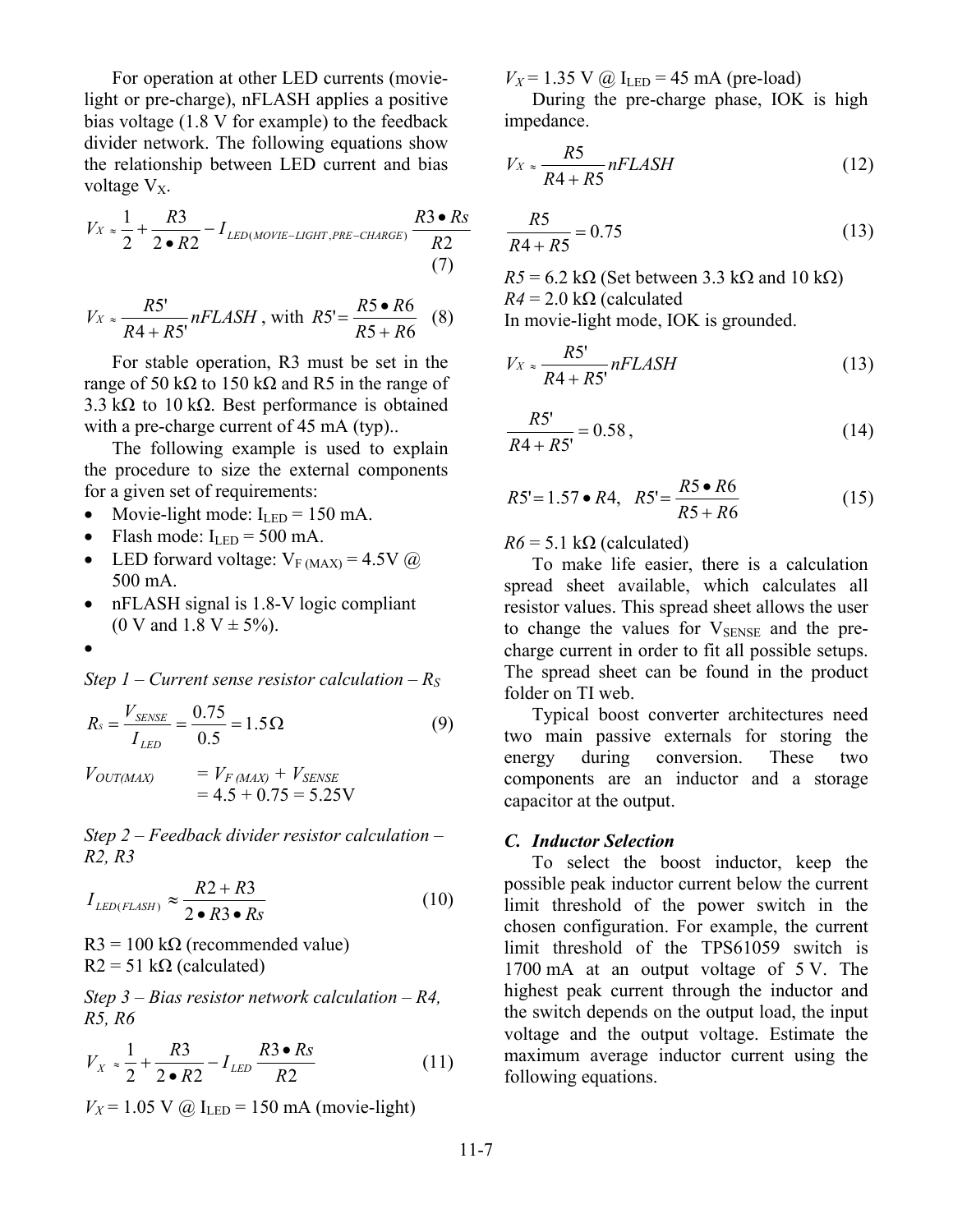For operation at other LED currents (movie-light or pre-charge), nFLASH applies a positive bias voltage (1.8 V for example) to the feedback divider network. The following equations show the relationship between LED current and bias voltage $V_X$.

$$V_X \approx \frac{1}{2} + \frac{R3}{2 \bullet R2} - I_{LED(MOVIE-LIGHT,PRE-CHARGE)} \frac{R3 \bullet Rs}{R2} \quad (7)$$

$$V_X \approx \frac{R5'}{R4 + R5'} nFLASH \text{, with } R5' = \frac{R5 \bullet R6}{R5 + R6} \quad (8)$$

For stable operation, R3 must be set in the range of 50 kΩ to 150 kΩ and R5 in the range of 3.3 kΩ to 10 kΩ. Best performance is obtained with a pre-charge current of 45 mA (typ)..

The following example is used to explain the procedure to size the external components for a given set of requirements:

- Movie-light mode: $I_{LED}$ = 150 mA.
- Flash mode: $I_{LED}$ = 500 mA.
- LED forward voltage: $V_{F\,(MAX)}$ = 4.5V @ 500 mA.
- nFLASH signal is 1.8-V logic compliant (0 V and 1.8 V ± 5%).
- 

*Step 1 – Current sense resistor calculation – $R_S$*

$$R_S = \frac{V_{SENSE}}{I_{LED}} = \frac{0.75}{0.5} = 1.5\Omega \quad (9)$$

$V_{OUT(MAX)} = V_{F\,(MAX)} + V_{SENSE}$
$= 4.5 + 0.75 = 5.25\text{V}$

*Step 2 – Feedback divider resistor calculation – R2, R3*

$$I_{LED(FLASH)} \approx \frac{R2 + R3}{2 \bullet R3 \bullet Rs} \quad (10)$$

R3 = 100 kΩ (recommended value)
R2 = 51 kΩ (calculated)

*Step 3 – Bias resistor network calculation – R4, R5, R6*

$$V_X \approx \frac{1}{2} + \frac{R3}{2 \bullet R2} - I_{LED} \frac{R3 \bullet Rs}{R2} \quad (11)$$

$V_X$ = 1.05 V @ $I_{LED}$ = 150 mA (movie-light)

$V_X$ = 1.35 V @ $I_{LED}$ = 45 mA (pre-load)

During the pre-charge phase, IOK is high impedance.

$$V_X \approx \frac{R5}{R4 + R5} nFLASH \quad (12)$$

$$\frac{R5}{R4 + R5} = 0.75 \quad (13)$$

*R5* = 6.2 kΩ (Set between 3.3 kΩ and 10 kΩ)
*R4* = 2.0 kΩ (calculated
In movie-light mode, IOK is grounded.

$$V_X \approx \frac{R5'}{R4 + R5'} nFLASH \quad (13)$$

$$\frac{R5'}{R4 + R5'} = 0.58, \quad (14)$$

$$R5' = 1.57 \bullet R4, \quad R5' = \frac{R5 \bullet R6}{R5 + R6} \quad (15)$$

*R6* = 5.1 kΩ (calculated)

To make life easier, there is a calculation spread sheet available, which calculates all resistor values. This spread sheet allows the user to change the values for $V_{SENSE}$ and the pre-charge current in order to fit all possible setups. The spread sheet can be found in the product folder on TI web.

Typical boost converter architectures need two main passive externals for storing the energy during conversion. These two components are an inductor and a storage capacitor at the output.

### *C. Inductor Selection*

To select the boost inductor, keep the possible peak inductor current below the current limit threshold of the power switch in the chosen configuration. For example, the current limit threshold of the TPS61059 switch is 1700 mA at an output voltage of 5 V. The highest peak current through the inductor and the switch depends on the output load, the input voltage and the output voltage. Estimate the maximum average inductor current using the following equations.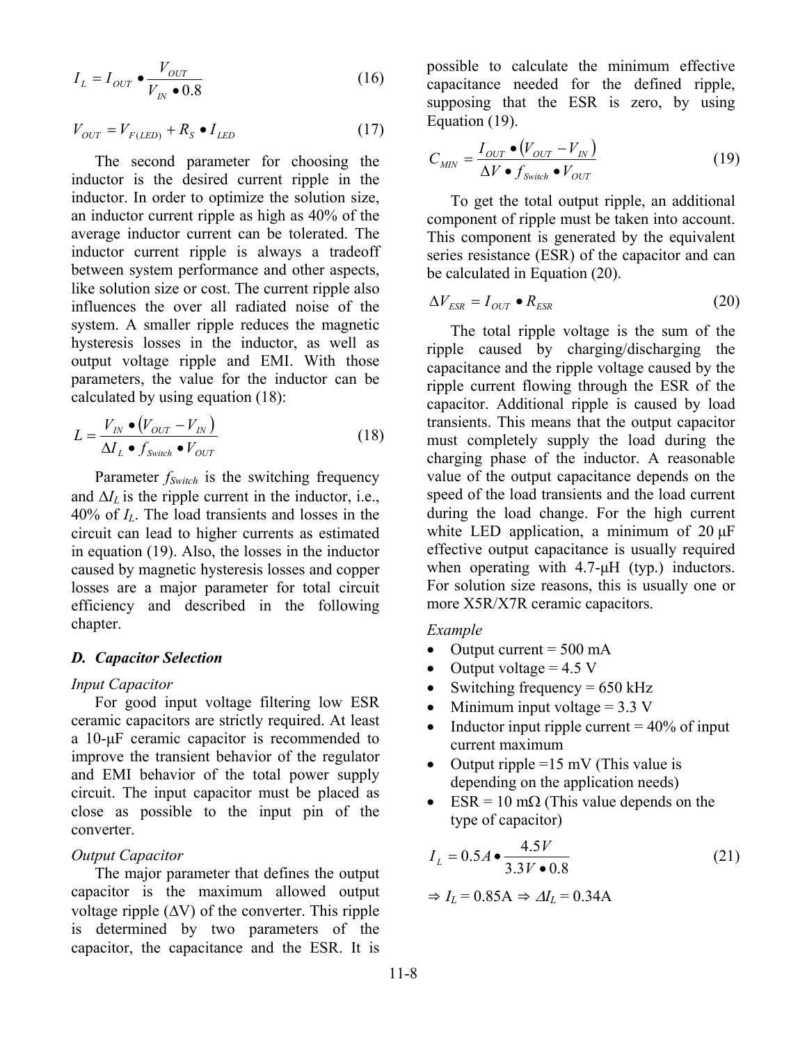$$I_L = I_{OUT} \bullet \frac{V_{OUT}}{V_{IN} \bullet 0.8} \tag{16}$$

$$V_{OUT} = V_{F(LED)} + R_S \bullet I_{LED} \tag{17}$$

The second parameter for choosing the inductor is the desired current ripple in the inductor. In order to optimize the solution size, an inductor current ripple as high as 40% of the average inductor current can be tolerated. The inductor current ripple is always a tradeoff between system performance and other aspects, like solution size or cost. The current ripple also influences the over all radiated noise of the system. A smaller ripple reduces the magnetic hysteresis losses in the inductor, as well as output voltage ripple and EMI. With those parameters, the value for the inductor can be calculated by using equation (18):

$$L = \frac{V_{IN} \bullet (V_{OUT} - V_{IN})}{\Delta I_L \bullet f_{Switch} \bullet V_{OUT}} \tag{18}$$

Parameter $f_{Switch}$ is the switching frequency and $\Delta I_L$ is the ripple current in the inductor, i.e., 40% of $I_L$. The load transients and losses in the circuit can lead to higher currents as estimated in equation (19). Also, the losses in the inductor caused by magnetic hysteresis losses and copper losses are a major parameter for total circuit efficiency and described in the following chapter.

### D. Capacitor Selection

*Input Capacitor*

For good input voltage filtering low ESR ceramic capacitors are strictly required. At least a 10-μF ceramic capacitor is recommended to improve the transient behavior of the regulator and EMI behavior of the total power supply circuit. The input capacitor must be placed as close as possible to the input pin of the converter.

*Output Capacitor*

The major parameter that defines the output capacitor is the maximum allowed output voltage ripple (ΔV) of the converter. This ripple is determined by two parameters of the capacitor, the capacitance and the ESR. It is possible to calculate the minimum effective capacitance needed for the defined ripple, supposing that the ESR is zero, by using Equation (19).

$$C_{MIN} = \frac{I_{OUT} \bullet (V_{OUT} - V_{IN})}{\Delta V \bullet f_{Switch} \bullet V_{OUT}} \tag{19}$$

To get the total output ripple, an additional component of ripple must be taken into account. This component is generated by the equivalent series resistance (ESR) of the capacitor and can be calculated in Equation (20).

$$\Delta V_{ESR} = I_{OUT} \bullet R_{ESR} \tag{20}$$

The total ripple voltage is the sum of the ripple caused by charging/discharging the capacitance and the ripple voltage caused by the ripple current flowing through the ESR of the capacitor. Additional ripple is caused by load transients. This means that the output capacitor must completely supply the load during the charging phase of the inductor. A reasonable value of the output capacitance depends on the speed of the load transients and the load current during the load change. For the high current white LED application, a minimum of 20 μF effective output capacitance is usually required when operating with 4.7-μH (typ.) inductors. For solution size reasons, this is usually one or more X5R/X7R ceramic capacitors.

*Example*

- Output current = 500 mA
- Output voltage = 4.5 V
- Switching frequency = 650 kHz
- Minimum input voltage = 3.3 V
- Inductor input ripple current = 40% of input current maximum
- Output ripple =15 mV (This value is depending on the application needs)
- ESR = 10 mΩ (This value depends on the type of capacitor)

$$I_L = 0.5A \bullet \frac{4.5V}{3.3V \bullet 0.8} \tag{21}$$

$\Rightarrow I_L = 0.85\text{A} \Rightarrow \Delta I_L = 0.34\text{A}$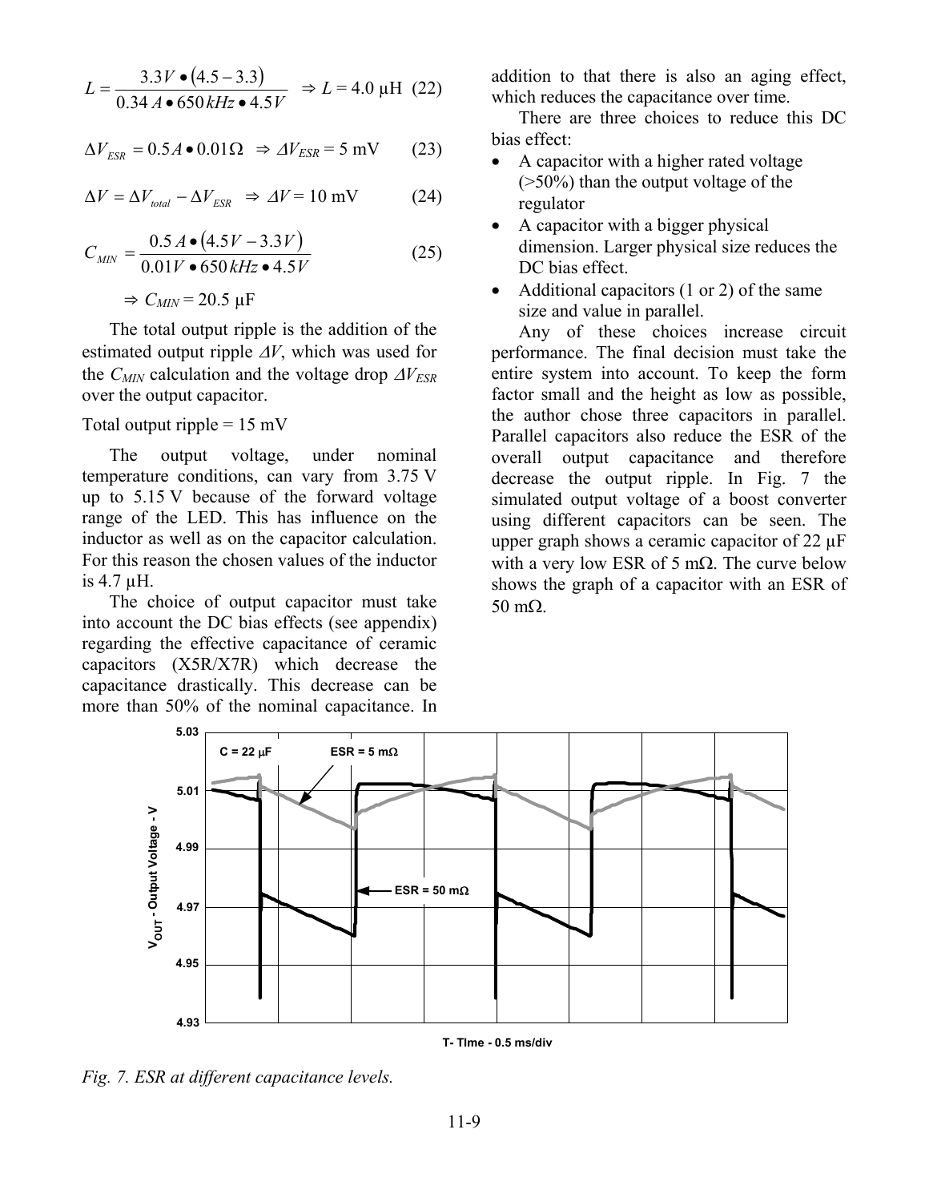$$L = \frac{3.3V \bullet (4.5 - 3.3)}{0.34\,A \bullet 650\,kHz \bullet 4.5V} \quad \Rightarrow L = 4.0\ \mu\text{H} \quad (22)$$

$$\Delta V_{ESR} = 0.5A \bullet 0.01\Omega \quad \Rightarrow \Delta V_{ESR} = 5\ \text{mV} \quad (23)$$

$$\Delta V = \Delta V_{total} - \Delta V_{ESR} \quad \Rightarrow \Delta V = 10\ \text{mV} \quad (24)$$

$$C_{MIN} = \frac{0.5\,A \bullet (4.5V - 3.3V)}{0.01V \bullet 650\,kHz \bullet 4.5V} \quad (25)$$

$$\Rightarrow C_{MIN} = 20.5\ \mu\text{F}$$

The total output ripple is the addition of the estimated output ripple $\Delta V$, which was used for the $C_{MIN}$ calculation and the voltage drop $\Delta V_{ESR}$ over the output capacitor.

Total output ripple = 15 mV

The output voltage, under nominal temperature conditions, can vary from 3.75 V up to 5.15 V because of the forward voltage range of the LED. This has influence on the inductor as well as on the capacitor calculation. For this reason the chosen values of the inductor is 4.7 µH.

The choice of output capacitor must take into account the DC bias effects (see appendix) regarding the effective capacitance of ceramic capacitors (X5R/X7R) which decrease the capacitance drastically. This decrease can be more than 50% of the nominal capacitance. In addition to that there is also an aging effect, which reduces the capacitance over time.

There are three choices to reduce this DC bias effect:

- A capacitor with a higher rated voltage (>50%) than the output voltage of the regulator
- A capacitor with a bigger physical dimension. Larger physical size reduces the DC bias effect.
- Additional capacitors (1 or 2) of the same size and value in parallel.

Any of these choices increase circuit performance. The final decision must take the entire system into account. To keep the form factor small and the height as low as possible, the author chose three capacitors in parallel. Parallel capacitors also reduce the ESR of the overall output capacitance and therefore decrease the output ripple. In Fig. 7 the simulated output voltage of a boost converter using different capacitors can be seen. The upper graph shows a ceramic capacitor of 22 µF with a very low ESR of 5 mΩ. The curve below shows the graph of a capacitor with an ESR of 50 mΩ.

*Fig. 7. ESR at different capacitance levels.*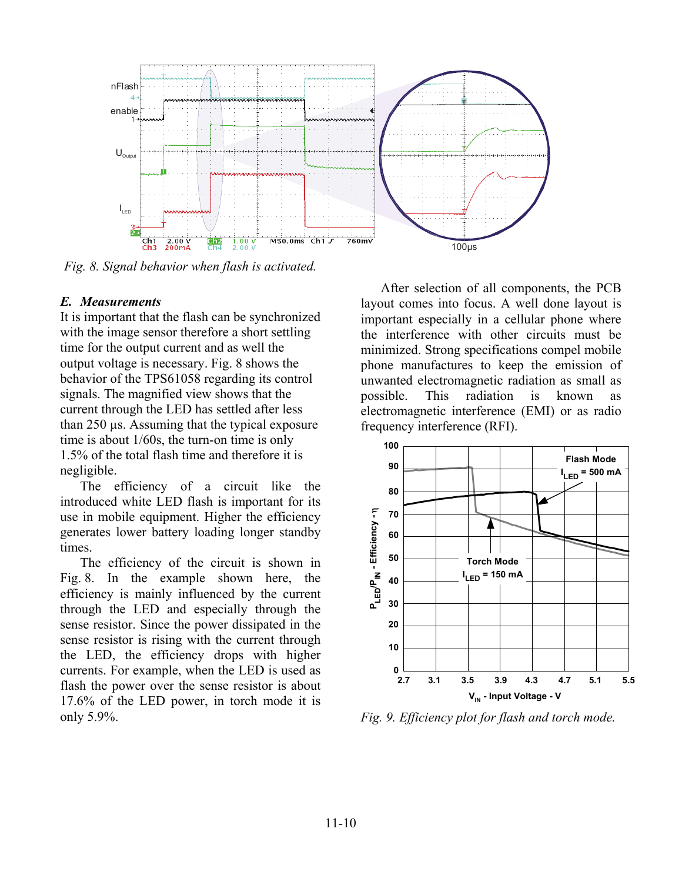Fig. 8. Signal behavior when flash is activated.

### E. Measurements

It is important that the flash can be synchronized with the image sensor therefore a short settling time for the output current and as well the output voltage is necessary. Fig. 8 shows the behavior of the TPS61058 regarding its control signals. The magnified view shows that the current through the LED has settled after less than 250 µs. Assuming that the typical exposure time is about 1/60s, the turn-on time is only 1.5% of the total flash time and therefore it is negligible.

The efficiency of a circuit like the introduced white LED flash is important for its use in mobile equipment. Higher the efficiency generates lower battery loading longer standby times.

The efficiency of the circuit is shown in Fig. 8. In the example shown here, the efficiency is mainly influenced by the current through the LED and especially through the sense resistor. Since the power dissipated in the sense resistor is rising with the current through the LED, the efficiency drops with higher currents. For example, when the LED is used as flash the power over the sense resistor is about 17.6% of the LED power, in torch mode it is only 5.9%.

After selection of all components, the PCB layout comes into focus. A well done layout is important especially in a cellular phone where the interference with other circuits must be minimized. Strong specifications compel mobile phone manufactures to keep the emission of unwanted electromagnetic radiation as small as possible. This radiation is known as electromagnetic interference (EMI) or as radio frequency interference (RFI).

Fig. 9. Efficiency plot for flash and torch mode.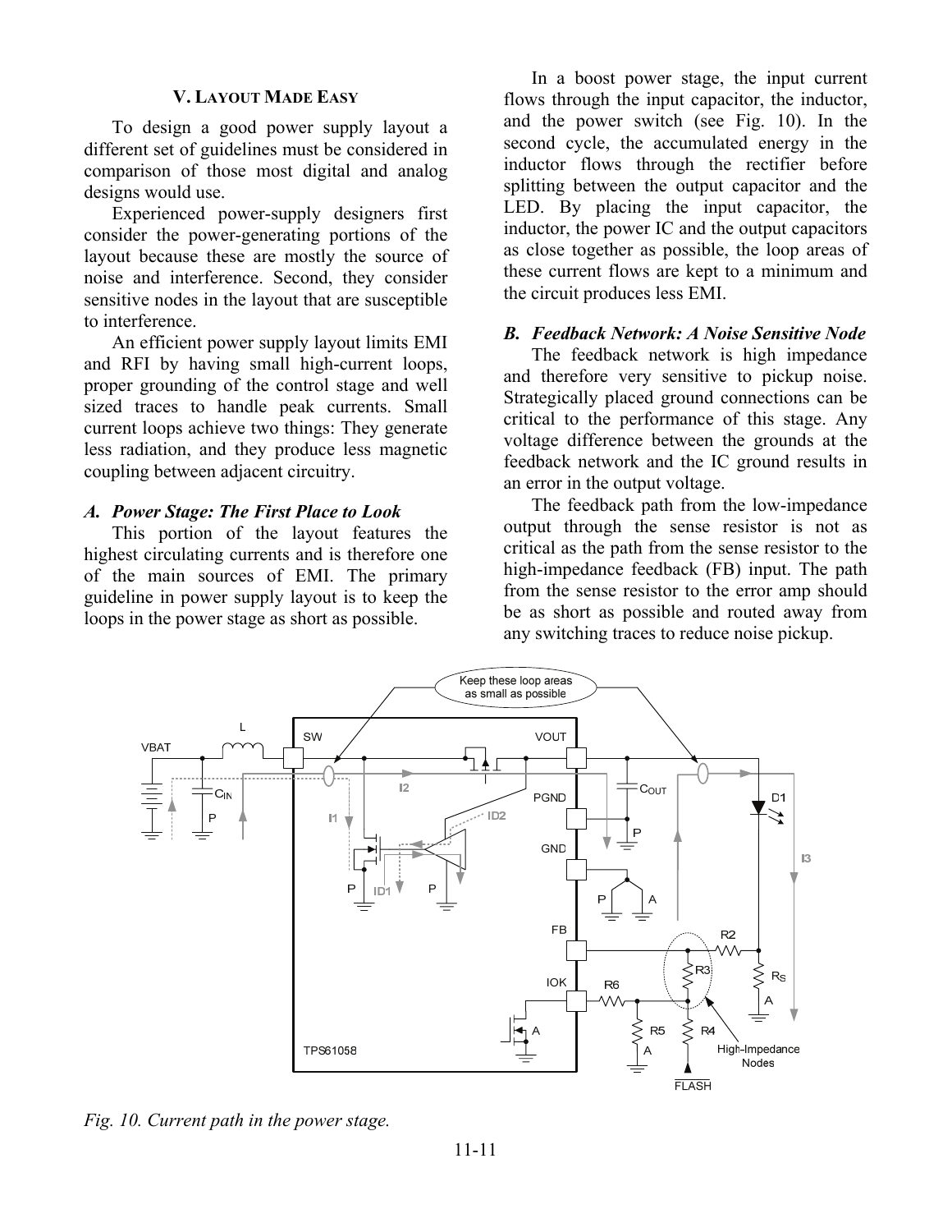## V. Layout Made Easy

To design a good power supply layout a different set of guidelines must be considered in comparison of those most digital and analog designs would use.

Experienced power-supply designers first consider the power-generating portions of the layout because these are mostly the source of noise and interference. Second, they consider sensitive nodes in the layout that are susceptible to interference.

An efficient power supply layout limits EMI and RFI by having small high-current loops, proper grounding of the control stage and well sized traces to handle peak currents. Small current loops achieve two things: They generate less radiation, and they produce less magnetic coupling between adjacent circuitry.

### *A. Power Stage: The First Place to Look*

This portion of the layout features the highest circulating currents and is therefore one of the main sources of EMI. The primary guideline in power supply layout is to keep the loops in the power stage as short as possible.

In a boost power stage, the input current flows through the input capacitor, the inductor, and the power switch (see Fig. 10). In the second cycle, the accumulated energy in the inductor flows through the rectifier before splitting between the output capacitor and the LED. By placing the input capacitor, the inductor, the power IC and the output capacitors as close together as possible, the loop areas of these current flows are kept to a minimum and the circuit produces less EMI.

### *B. Feedback Network: A Noise Sensitive Node*

The feedback network is high impedance and therefore very sensitive to pickup noise. Strategically placed ground connections can be critical to the performance of this stage. Any voltage difference between the grounds at the feedback network and the IC ground results in an error in the output voltage.

The feedback path from the low-impedance output through the sense resistor is not as critical as the path from the sense resistor to the high-impedance feedback (FB) input. The path from the sense resistor to the error amp should be as short as possible and routed away from any switching traces to reduce noise pickup.

*Fig. 10. Current path in the power stage.*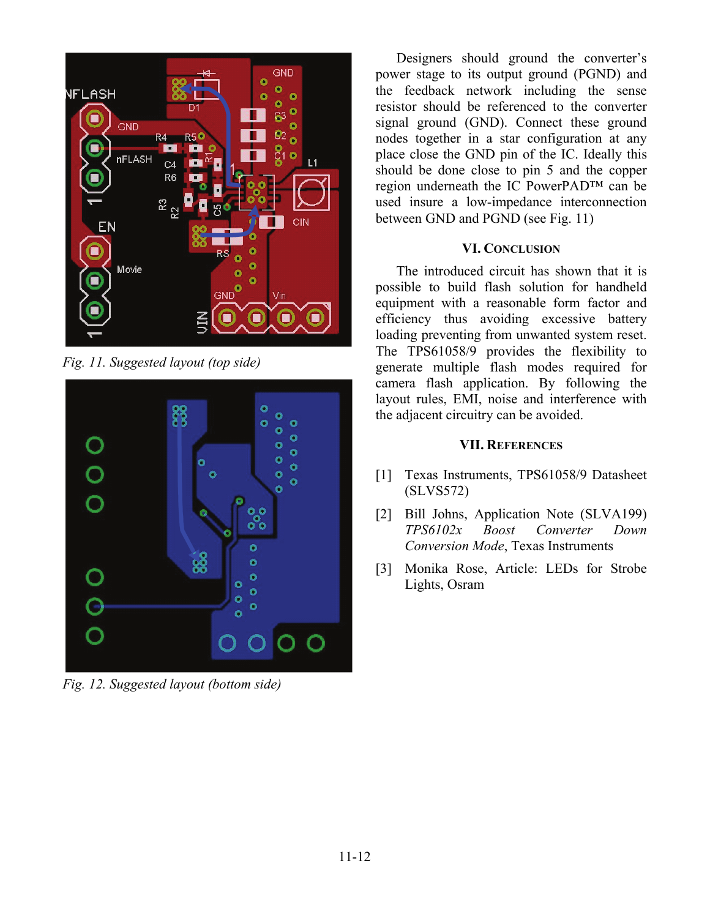Fig. 11. Suggested layout (top side)

Fig. 12. Suggested layout (bottom side)

Designers should ground the converter's power stage to its output ground (PGND) and the feedback network including the sense resistor should be referenced to the converter signal ground (GND). Connect these ground nodes together in a star configuration at any place close the GND pin of the IC. Ideally this should be done close to pin 5 and the copper region underneath the IC PowerPAD™ can be used insure a low-impedance interconnection between GND and PGND (see Fig. 11)

## VI. Conclusion

The introduced circuit has shown that it is possible to build flash solution for handheld equipment with a reasonable form factor and efficiency thus avoiding excessive battery loading preventing from unwanted system reset. The TPS61058/9 provides the flexibility to generate multiple flash modes required for camera flash application. By following the layout rules, EMI, noise and interference with the adjacent circuitry can be avoided.

## VII. References

[1] Texas Instruments, TPS61058/9 Datasheet (SLVS572)

[2] Bill Johns, Application Note (SLVA199) *TPS6102x Boost Converter Down Conversion Mode*, Texas Instruments

[3] Monika Rose, Article: LEDs for Strobe Lights, Osram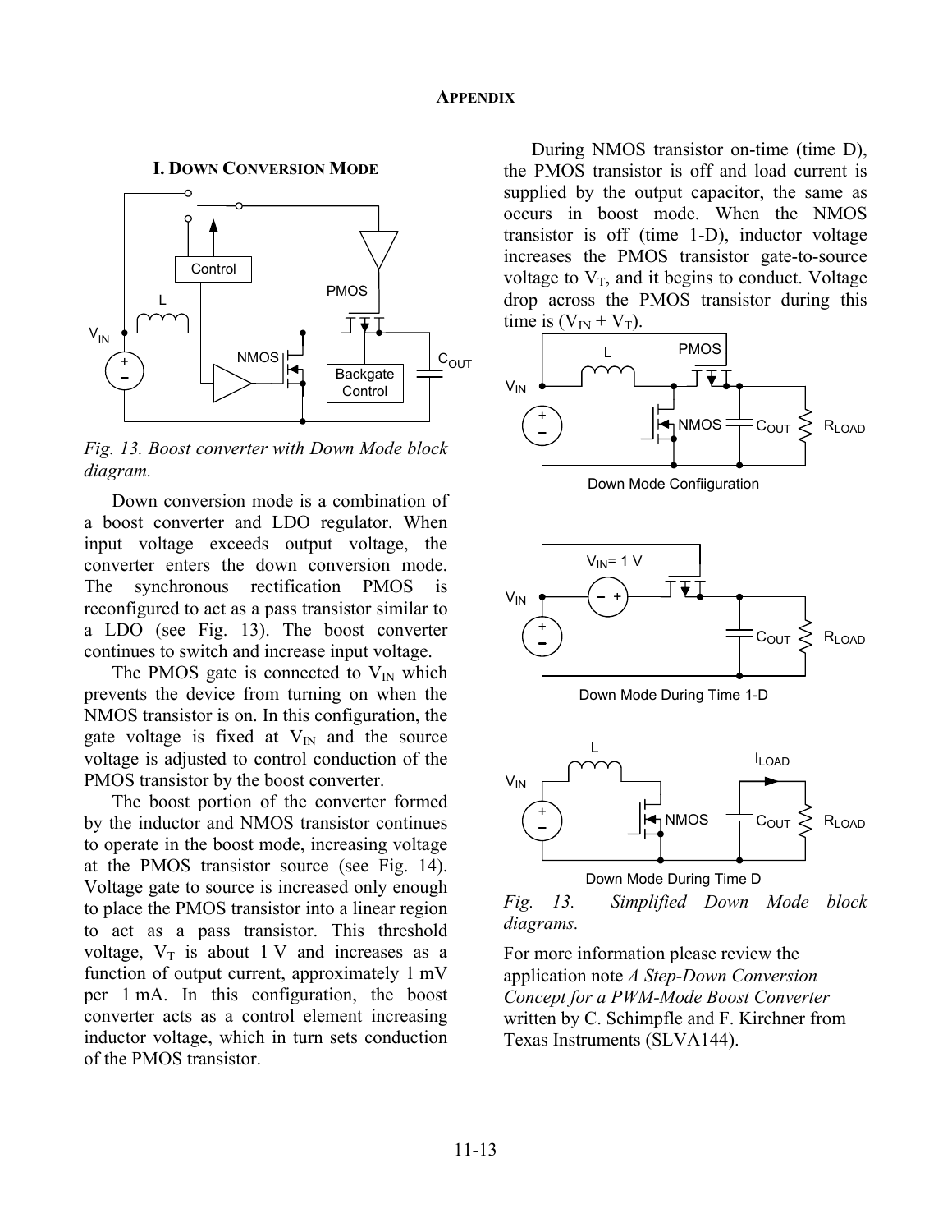## Appendix

### I. Down Conversion Mode

*Fig. 13. Boost converter with Down Mode block diagram.*

Down conversion mode is a combination of a boost converter and LDO regulator. When input voltage exceeds output voltage, the converter enters the down conversion mode. The synchronous rectification PMOS is reconfigured to act as a pass transistor similar to a LDO (see Fig. 13). The boost converter continues to switch and increase input voltage.

The PMOS gate is connected to $V_{IN}$ which prevents the device from turning on when the NMOS transistor is on. In this configuration, the gate voltage is fixed at $V_{IN}$ and the source voltage is adjusted to control conduction of the PMOS transistor by the boost converter.

The boost portion of the converter formed by the inductor and NMOS transistor continues to operate in the boost mode, increasing voltage at the PMOS transistor source (see Fig. 14). Voltage gate to source is increased only enough to place the PMOS transistor into a linear region to act as a pass transistor. This threshold voltage, $V_T$ is about 1 V and increases as a function of output current, approximately 1 mV per 1 mA. In this configuration, the boost converter acts as a control element increasing inductor voltage, which in turn sets conduction of the PMOS transistor.

During NMOS transistor on-time (time D), the PMOS transistor is off and load current is supplied by the output capacitor, the same as occurs in boost mode. When the NMOS transistor is off (time 1-D), inductor voltage increases the PMOS transistor gate-to-source voltage to $V_T$, and it begins to conduct. Voltage drop across the PMOS transistor during this time is ($V_{IN} + V_T$).

*Fig. 13. Simplified Down Mode block diagrams.*

For more information please review the application note *A Step-Down Conversion Concept for a PWM-Mode Boost Converter* written by C. Schimpfle and F. Kirchner from Texas Instruments (SLVA144).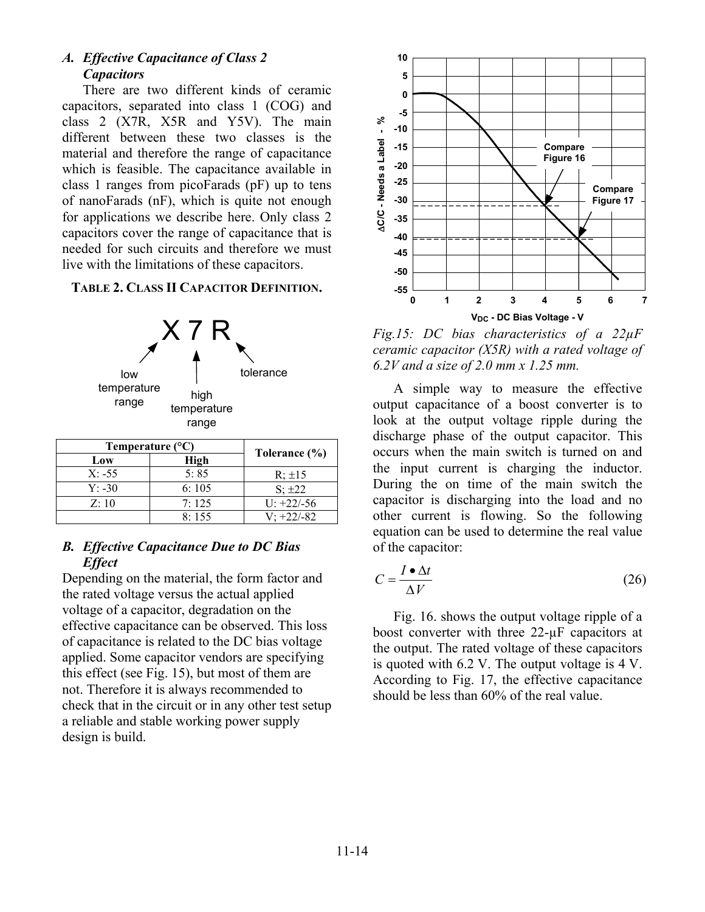### *A. Effective Capacitance of Class 2 Capacitors*

There are two different kinds of ceramic capacitors, separated into class 1 (COG) and class 2 (X7R, X5R and Y5V). The main different between these two classes is the material and therefore the range of capacitance which is feasible. The capacitance available in class 1 ranges from picoFarads (pF) up to tens of nanoFarads (nF), which is quite not enough for applications we describe here. Only class 2 capacitors cover the range of capacitance that is needed for such circuits and therefore we must live with the limitations of these capacitors.

**TABLE 2. CLASS II CAPACITOR DEFINITION.**

X 7 R

low temperature range — high temperature range — tolerance

| Temperature (°C) | | Tolerance (%) |
|---|---|---|
| Low | High | |
| X: -55 | 5: 85 | R; ±15 |
| Y: -30 | 6: 105 | S; ±22 |
| Z: 10 | 7: 125 | U: +22/-56 |
| | 8: 155 | V; +22/-82 |

### *B. Effective Capacitance Due to DC Bias Effect*

Depending on the material, the form factor and the rated voltage versus the actual applied voltage of a capacitor, degradation on the effective capacitance can be observed. This loss of capacitance is related to the DC bias voltage applied. Some capacitor vendors are specifying this effect (see Fig. 15), but most of them are not. Therefore it is always recommended to check that in the circuit or in any other test setup a reliable and stable working power supply design is build.

*Fig.15: DC bias characteristics of a 22µF ceramic capacitor (X5R) with a rated voltage of 6.2V and a size of 2.0 mm x 1.25 mm.*

A simple way to measure the effective output capacitance of a boost converter is to look at the output voltage ripple during the discharge phase of the output capacitor. This occurs when the main switch is turned on and the input current is charging the inductor. During the on time of the main switch the capacitor is discharging into the load and no other current is flowing. So the following equation can be used to determine the real value of the capacitor:

$$C = \frac{I \bullet \Delta t}{\Delta V} \tag{26}$$

Fig. 16. shows the output voltage ripple of a boost converter with three 22-µF capacitors at the output. The rated voltage of these capacitors is quoted with 6.2 V. The output voltage is 4 V. According to Fig. 17, the effective capacitance should be less than 60% of the real value.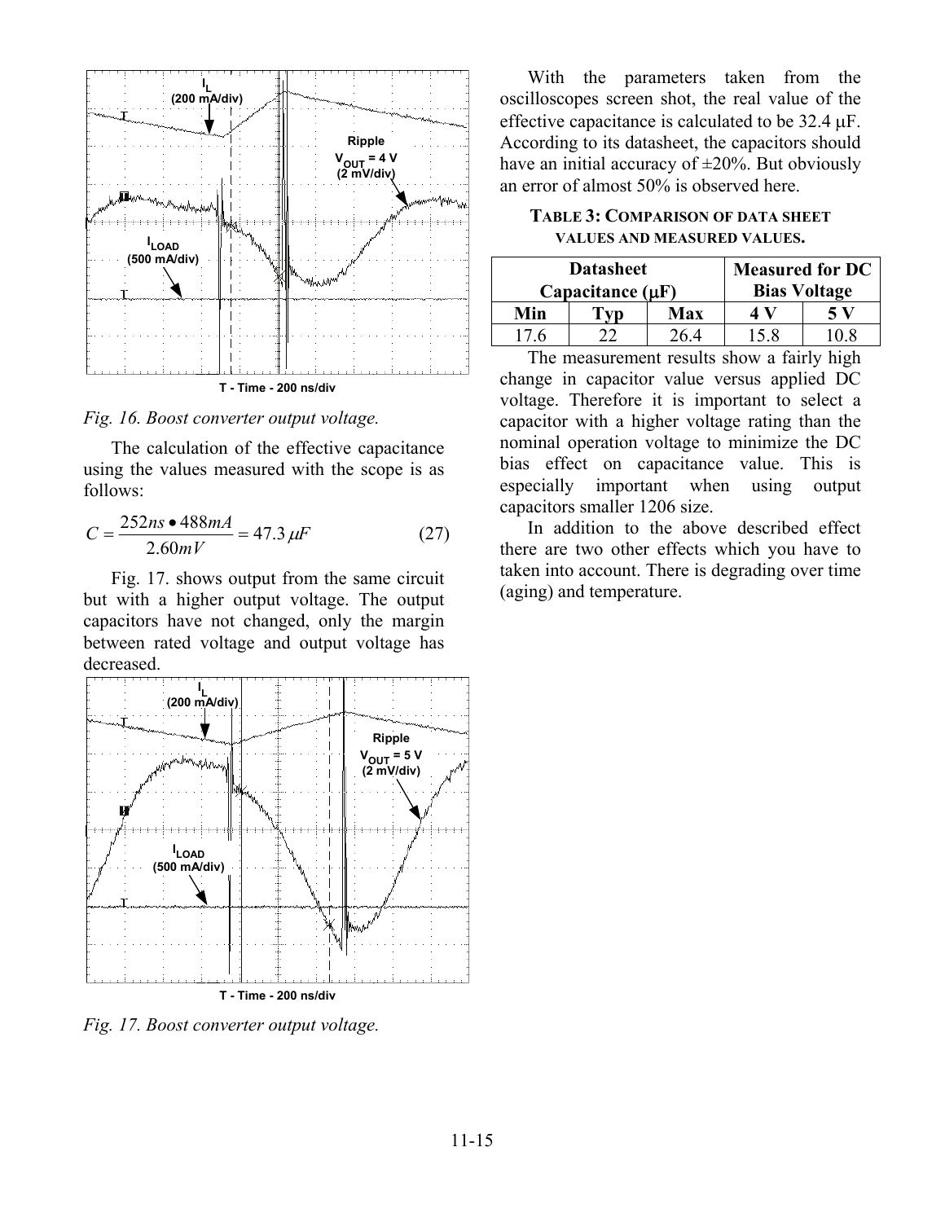*Fig. 16. Boost converter output voltage.*

The calculation of the effective capacitance using the values measured with the scope is as follows:

$$C = \frac{252ns \bullet 488mA}{2.60mV} = 47.3\,\mu F \qquad (27)$$

Fig. 17. shows output from the same circuit but with a higher output voltage. The output capacitors have not changed, only the margin between rated voltage and output voltage has decreased.

*Fig. 17. Boost converter output voltage.*

With the parameters taken from the oscilloscopes screen shot, the real value of the effective capacitance is calculated to be 32.4 μF. According to its datasheet, the capacitors should have an initial accuracy of ±20%. But obviously an error of almost 50% is observed here.

**TABLE 3: COMPARISON OF DATA SHEET VALUES AND MEASURED VALUES.**

| Datasheet Capacitance (μF) | | | Measured for DC Bias Voltage | |
|---|---|---|---|---|
| **Min** | **Typ** | **Max** | **4 V** | **5 V** |
| 17.6 | 22 | 26.4 | 15.8 | 10.8 |

The measurement results show a fairly high change in capacitor value versus applied DC voltage. Therefore it is important to select a capacitor with a higher voltage rating than the nominal operation voltage to minimize the DC bias effect on capacitance value. This is especially important when using output capacitors smaller 1206 size.

In addition to the above described effect there are two other effects which you have to taken into account. There is degrading over time (aging) and temperature.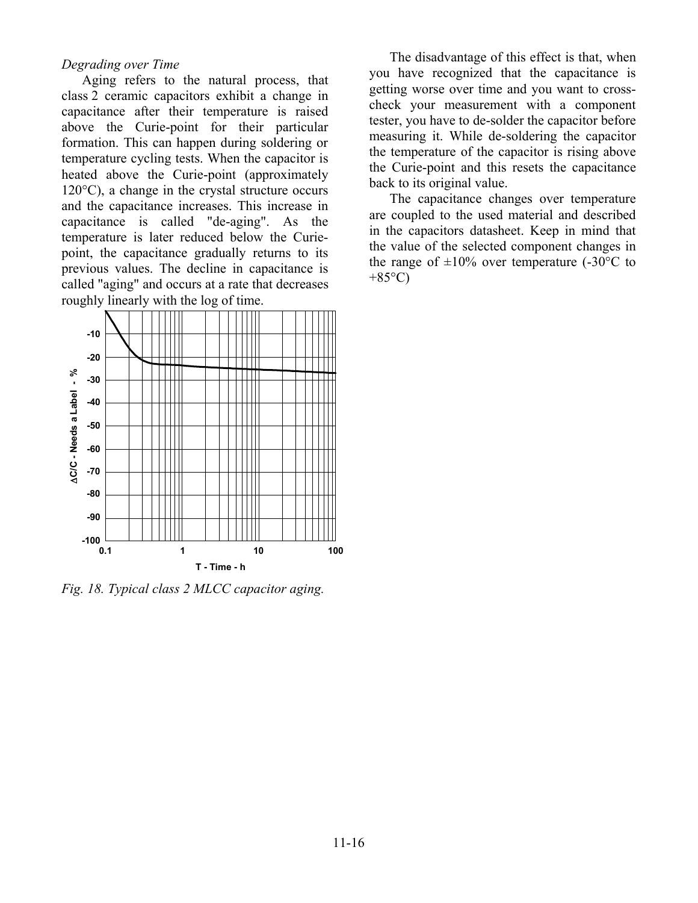*Degrading over Time*

Aging refers to the natural process, that class 2 ceramic capacitors exhibit a change in capacitance after their temperature is raised above the Curie-point for their particular formation. This can happen during soldering or temperature cycling tests. When the capacitor is heated above the Curie-point (approximately 120°C), a change in the crystal structure occurs and the capacitance increases. This increase in capacitance is called "de-aging". As the temperature is later reduced below the Curie-point, the capacitance gradually returns to its previous values. The decline in capacitance is called "aging" and occurs at a rate that decreases roughly linearly with the log of time.

ΔC/C - Needs a Label - %

-10
-20
-30
-40
-50
-60
-70
-80
-90
-100

0.1
1
10
100

T - Time - h

*Fig. 18. Typical class 2 MLCC capacitor aging.*

The disadvantage of this effect is that, when you have recognized that the capacitance is getting worse over time and you want to cross-check your measurement with a component tester, you have to de-solder the capacitor before measuring it. While de-soldering the capacitor the temperature of the capacitor is rising above the Curie-point and this resets the capacitance back to its original value.

The capacitance changes over temperature are coupled to the used material and described in the capacitors datasheet. Keep in mind that the value of the selected component changes in the range of ±10% over temperature (-30°C to +85°C)